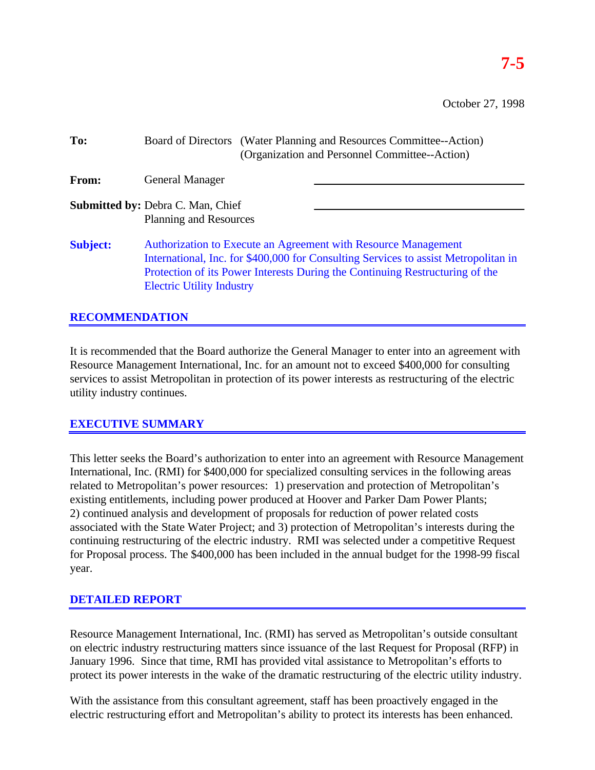**7-5**

October 27, 1998

**To:** Board of Directors (Water Planning and Resources Committee--Action)
(Organization and Personnel Committee--Action)

**From:** General Manager

**Submitted by:** Debra C. Man, Chief
Planning and Resources

**Subject:** Authorization to Execute an Agreement with Resource Management International, Inc. for $400,000 for Consulting Services to assist Metropolitan in Protection of its Power Interests During the Continuing Restructuring of the Electric Utility Industry

## RECOMMENDATION

It is recommended that the Board authorize the General Manager to enter into an agreement with Resource Management International, Inc. for an amount not to exceed $400,000 for consulting services to assist Metropolitan in protection of its power interests as restructuring of the electric utility industry continues.

## EXECUTIVE SUMMARY

This letter seeks the Board's authorization to enter into an agreement with Resource Management International, Inc. (RMI) for $400,000 for specialized consulting services in the following areas related to Metropolitan's power resources: 1) preservation and protection of Metropolitan's existing entitlements, including power produced at Hoover and Parker Dam Power Plants; 2) continued analysis and development of proposals for reduction of power related costs associated with the State Water Project; and 3) protection of Metropolitan's interests during the continuing restructuring of the electric industry. RMI was selected under a competitive Request for Proposal process. The $400,000 has been included in the annual budget for the 1998-99 fiscal year.

## DETAILED REPORT

Resource Management International, Inc. (RMI) has served as Metropolitan's outside consultant on electric industry restructuring matters since issuance of the last Request for Proposal (RFP) in January 1996. Since that time, RMI has provided vital assistance to Metropolitan's efforts to protect its power interests in the wake of the dramatic restructuring of the electric utility industry.

With the assistance from this consultant agreement, staff has been proactively engaged in the electric restructuring effort and Metropolitan's ability to protect its interests has been enhanced.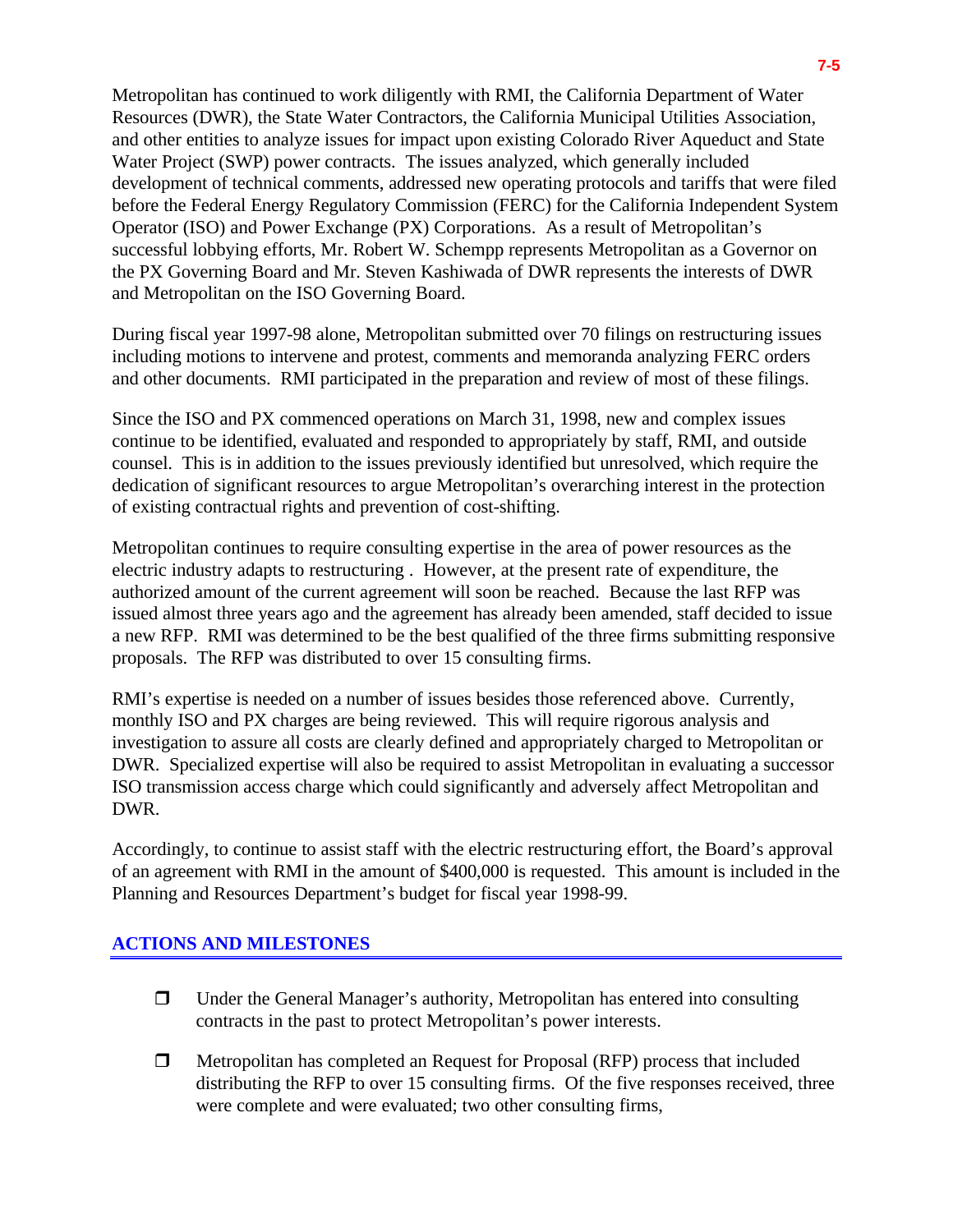Metropolitan has continued to work diligently with RMI, the California Department of Water Resources (DWR), the State Water Contractors, the California Municipal Utilities Association, and other entities to analyze issues for impact upon existing Colorado River Aqueduct and State Water Project (SWP) power contracts. The issues analyzed, which generally included development of technical comments, addressed new operating protocols and tariffs that were filed before the Federal Energy Regulatory Commission (FERC) for the California Independent System Operator (ISO) and Power Exchange (PX) Corporations. As a result of Metropolitan's successful lobbying efforts, Mr. Robert W. Schempp represents Metropolitan as a Governor on the PX Governing Board and Mr. Steven Kashiwada of DWR represents the interests of DWR and Metropolitan on the ISO Governing Board.

During fiscal year 1997-98 alone, Metropolitan submitted over 70 filings on restructuring issues including motions to intervene and protest, comments and memoranda analyzing FERC orders and other documents. RMI participated in the preparation and review of most of these filings.

Since the ISO and PX commenced operations on March 31, 1998, new and complex issues continue to be identified, evaluated and responded to appropriately by staff, RMI, and outside counsel. This is in addition to the issues previously identified but unresolved, which require the dedication of significant resources to argue Metropolitan's overarching interest in the protection of existing contractual rights and prevention of cost-shifting.

Metropolitan continues to require consulting expertise in the area of power resources as the electric industry adapts to restructuring . However, at the present rate of expenditure, the authorized amount of the current agreement will soon be reached. Because the last RFP was issued almost three years ago and the agreement has already been amended, staff decided to issue a new RFP. RMI was determined to be the best qualified of the three firms submitting responsive proposals. The RFP was distributed to over 15 consulting firms.

RMI's expertise is needed on a number of issues besides those referenced above. Currently, monthly ISO and PX charges are being reviewed. This will require rigorous analysis and investigation to assure all costs are clearly defined and appropriately charged to Metropolitan or DWR. Specialized expertise will also be required to assist Metropolitan in evaluating a successor ISO transmission access charge which could significantly and adversely affect Metropolitan and DWR.

Accordingly, to continue to assist staff with the electric restructuring effort, the Board's approval of an agreement with RMI in the amount of $400,000 is requested. This amount is included in the Planning and Resources Department's budget for fiscal year 1998-99.

## ACTIONS AND MILESTONES

- Under the General Manager's authority, Metropolitan has entered into consulting contracts in the past to protect Metropolitan's power interests.
- Metropolitan has completed an Request for Proposal (RFP) process that included distributing the RFP to over 15 consulting firms. Of the five responses received, three were complete and were evaluated; two other consulting firms,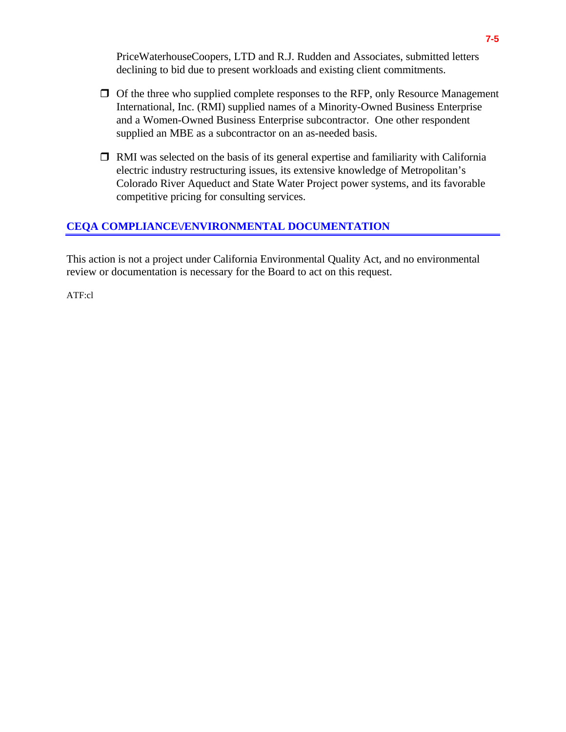PriceWaterhouseCoopers, LTD and R.J. Rudden and Associates, submitted letters declining to bid due to present workloads and existing client commitments.

- Of the three who supplied complete responses to the RFP, only Resource Management International, Inc. (RMI) supplied names of a Minority-Owned Business Enterprise and a Women-Owned Business Enterprise subcontractor. One other respondent supplied an MBE as a subcontractor on an as-needed basis.

- RMI was selected on the basis of its general expertise and familiarity with California electric industry restructuring issues, its extensive knowledge of Metropolitan's Colorado River Aqueduct and State Water Project power systems, and its favorable competitive pricing for consulting services.

## CEQA COMPLIANCE\/ENVIRONMENTAL DOCUMENTATION

This action is not a project under California Environmental Quality Act, and no environmental review or documentation is necessary for the Board to act on this request.

ATF:cl